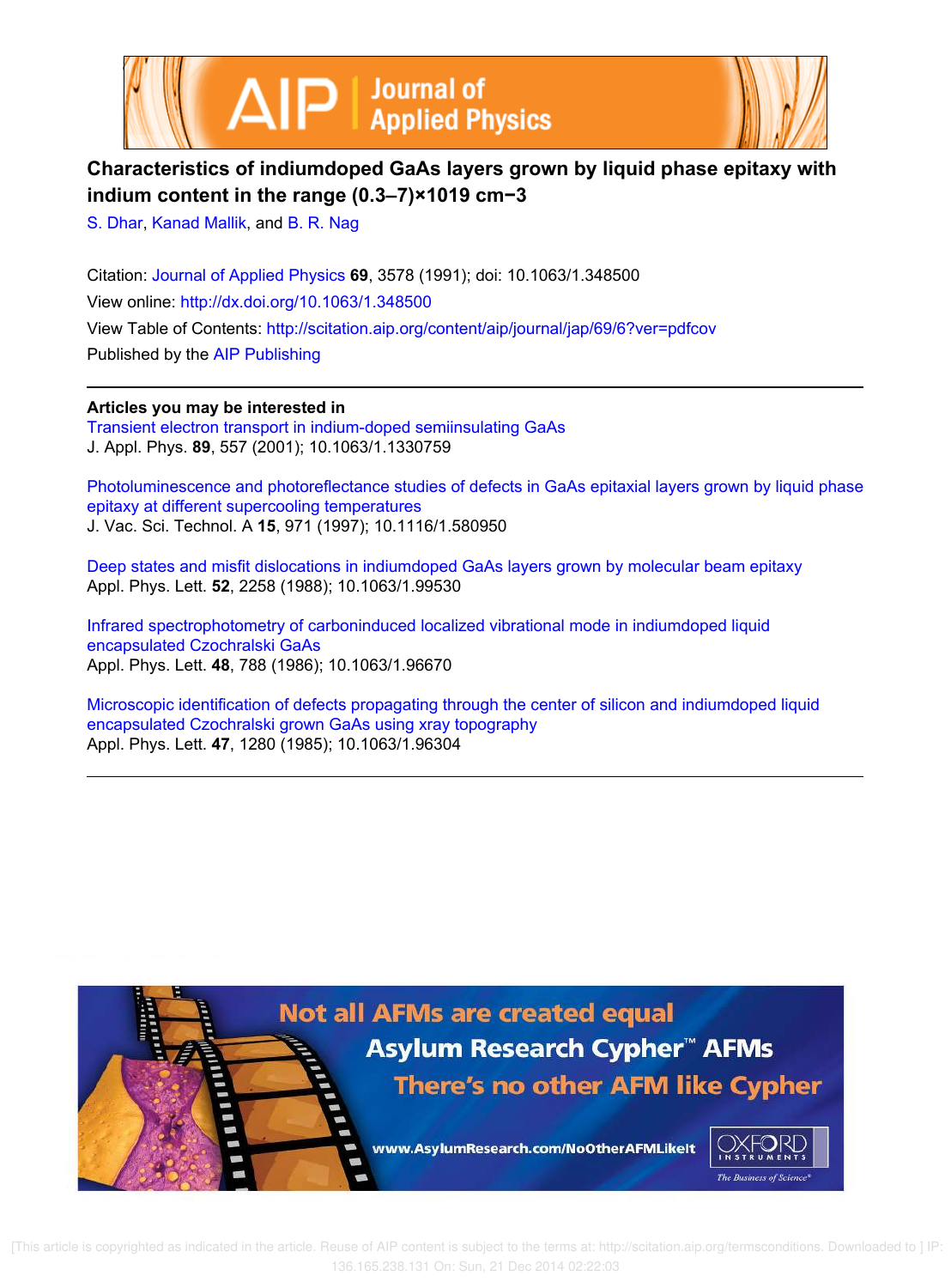# Characteristics of indiumdoped GaAs layers grown by liquid phase epitaxy with indium content in the range $(0.3–7)\times 10^{19}$ cm$^{-3}$

S. Dhar, Kanad Mallik, and B. R. Nag

Citation: Journal of Applied Physics **69**, 3578 (1991); doi: 10.1063/1.348500

View online: http://dx.doi.org/10.1063/1.348500

View Table of Contents: http://scitation.aip.org/content/aip/journal/jap/69/6?ver=pdfcov

Published by the AIP Publishing

**Articles you may be interested in**

Transient electron transport in indium-doped semiinsulating GaAs
J. Appl. Phys. **89**, 557 (2001); 10.1063/1.1330759

Photoluminescence and photoreflectance studies of defects in GaAs epitaxial layers grown by liquid phase epitaxy at different supercooling temperatures
J. Vac. Sci. Technol. A **15**, 971 (1997); 10.1116/1.580950

Deep states and misfit dislocations in indiumdoped GaAs layers grown by molecular beam epitaxy
Appl. Phys. Lett. **52**, 2258 (1988); 10.1063/1.99530

Infrared spectrophotometry of carboninduced localized vibrational mode in indiumdoped liquid encapsulated Czochralski GaAs
Appl. Phys. Lett. **48**, 788 (1986); 10.1063/1.96670

Microscopic identification of defects propagating through the center of silicon and indiumdoped liquid encapsulated Czochralski grown GaAs using xray topography
Appl. Phys. Lett. **47**, 1280 (1985); 10.1063/1.96304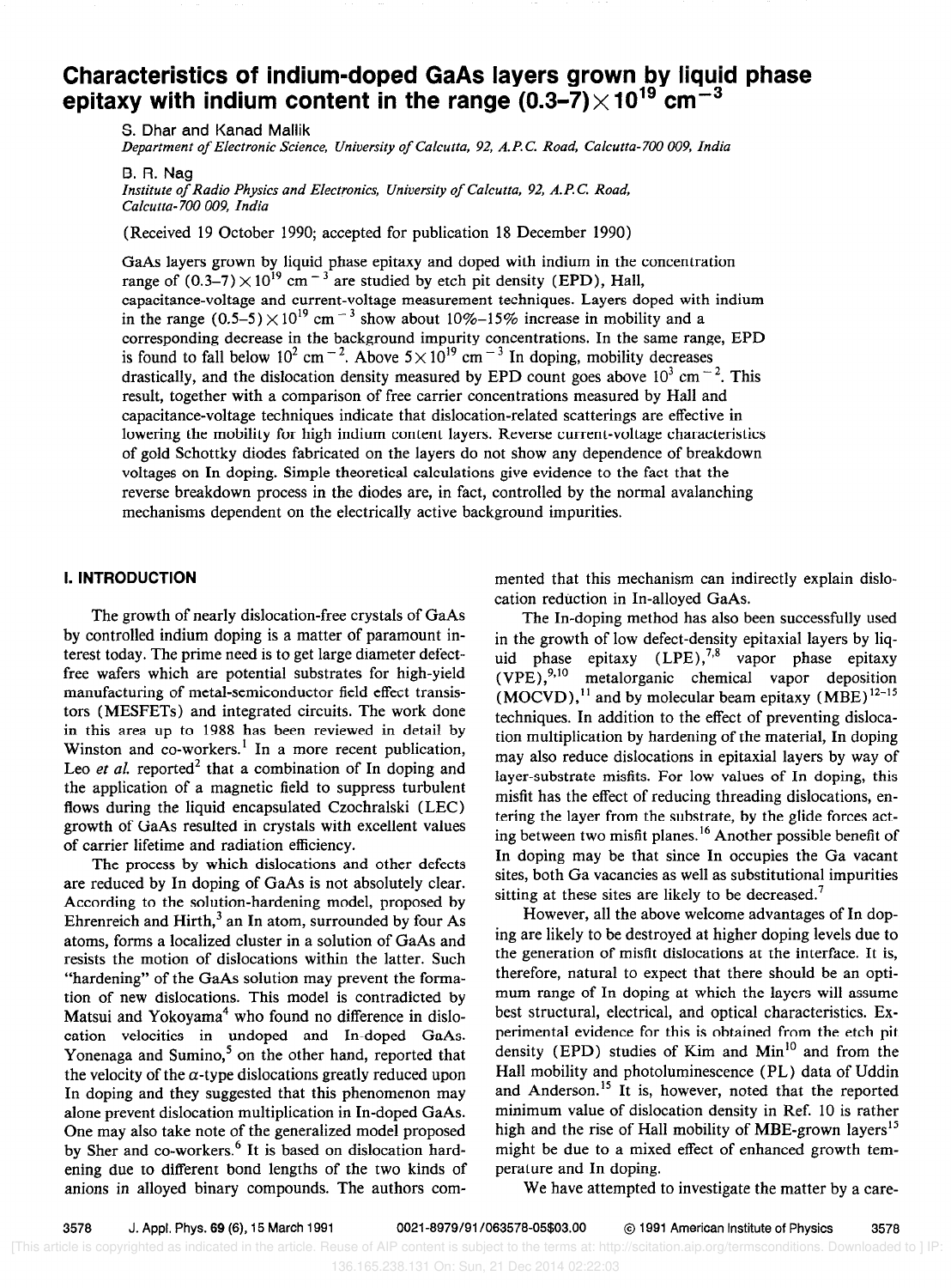# Characteristics of indium-doped GaAs layers grown by liquid phase epitaxy with indium content in the range $(0.3\text{–}7)\times 10^{19}\ \text{cm}^{-3}$

S. Dhar and Kanad Mallik

*Department of Electronic Science, University of Calcutta, 92, A.P.C. Road, Calcutta-700 009, India*

B. R. Nag

*Institute of Radio Physics and Electronics, University of Calcutta, 92, A.P.C. Road, Calcutta-700 009, India*

(Received 19 October 1990; accepted for publication 18 December 1990)

GaAs layers grown by liquid phase epitaxy and doped with indium in the concentration range of $(0.3\text{–}7)\times 10^{19}\ \text{cm}^{-3}$ are studied by etch pit density (EPD), Hall, capacitance-voltage and current-voltage measurement techniques. Layers doped with indium in the range $(0.5\text{–}5)\times 10^{19}\ \text{cm}^{-3}$ show about 10%–15% increase in mobility and a corresponding decrease in the background impurity concentrations. In the same range, EPD is found to fall below $10^{2}\ \text{cm}^{-2}$. Above $5\times 10^{19}\ \text{cm}^{-3}$ In doping, mobility decreases drastically, and the dislocation density measured by EPD count goes above $10^{3}\ \text{cm}^{-2}$. This result, together with a comparison of free carrier concentrations measured by Hall and capacitance-voltage techniques indicate that dislocation-related scatterings are effective in lowering the mobility for high indium content layers. Reverse current-voltage characteristics of gold Schottky diodes fabricated on the layers do not show any dependence of breakdown voltages on In doping. Simple theoretical calculations give evidence to the fact that the reverse breakdown process in the diodes are, in fact, controlled by the normal avalanching mechanisms dependent on the electrically active background impurities.

## I. INTRODUCTION

The growth of nearly dislocation-free crystals of GaAs by controlled indium doping is a matter of paramount interest today. The prime need is to get large diameter defect-free wafers which are potential substrates for high-yield manufacturing of metal-semiconductor field effect transistors (MESFETs) and integrated circuits. The work done in this area up to 1988 has been reviewed in detail by Winston and co-workers.[1] In a more recent publication, Leo *et al.* reported[2] that a combination of In doping and the application of a magnetic field to suppress turbulent flows during the liquid encapsulated Czochralski (LEC) growth of GaAs resulted in crystals with excellent values of carrier lifetime and radiation efficiency.

The process by which dislocations and other defects are reduced by In doping of GaAs is not absolutely clear. According to the solution-hardening model, proposed by Ehrenreich and Hirth,[3] an In atom, surrounded by four As atoms, forms a localized cluster in a solution of GaAs and resists the motion of dislocations within the latter. Such "hardening" of the GaAs solution may prevent the formation of new dislocations. This model is contradicted by Matsui and Yokoyama[4] who found no difference in dislocation velocities in undoped and In-doped GaAs. Yonenaga and Sumino,[5] on the other hand, reported that the velocity of the $\alpha$-type dislocations greatly reduced upon In doping and they suggested that this phenomenon may alone prevent dislocation multiplication in In-doped GaAs. One may also take note of the generalized model proposed by Sher and co-workers.[6] It is based on dislocation hardening due to different bond lengths of the two kinds of anions in alloyed binary compounds. The authors commented that this mechanism can indirectly explain dislocation reduction in In-alloyed GaAs.

The In-doping method has also been successfully used in the growth of low defect-density epitaxial layers by liquid phase epitaxy (LPE),[7,8] vapor phase epitaxy (VPE),[9,10] metalorganic chemical vapor deposition (MOCVD),[11] and by molecular beam epitaxy (MBE)[12–15] techniques. In addition to the effect of preventing dislocation multiplication by hardening of the material, In doping may also reduce dislocations in epitaxial layers by way of layer-substrate misfits. For low values of In doping, this misfit has the effect of reducing threading dislocations, entering the layer from the substrate, by the glide forces acting between two misfit planes.[16] Another possible benefit of In doping may be that since In occupies the Ga vacant sites, both Ga vacancies as well as substitutional impurities sitting at these sites are likely to be decreased.[7]

However, all the above welcome advantages of In doping are likely to be destroyed at higher doping levels due to the generation of misfit dislocations at the interface. It is, therefore, natural to expect that there should be an optimum range of In doping at which the layers will assume best structural, electrical, and optical characteristics. Experimental evidence for this is obtained from the etch pit density (EPD) studies of Kim and Min[10] and from the Hall mobility and photoluminescence (PL) data of Uddin and Anderson.[15] It is, however, noted that the reported minimum value of dislocation density in Ref. 10 is rather high and the rise of Hall mobility of MBE-grown layers[15] might be due to a mixed effect of enhanced growth temperature and In doping.

We have attempted to investigate the matter by a care-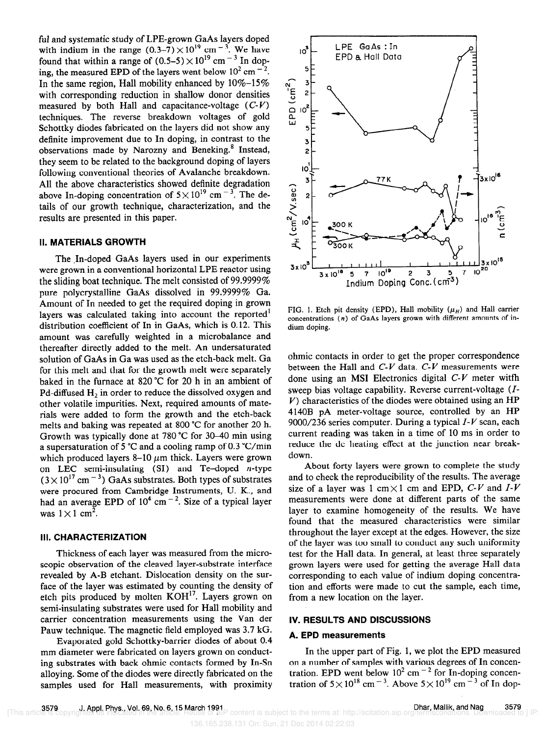ful and systematic study of LPE-grown GaAs layers doped with indium in the range $(0.3–7) \times 10^{19}$ cm$^{-3}$. We have found that within a range of $(0.5–5) \times 10^{19}$ cm$^{-3}$ In doping, the measured EPD of the layers went below $10^2$ cm$^{-2}$. In the same region, Hall mobility enhanced by 10%–15% with corresponding reduction in shallow donor densities measured by both Hall and capacitance-voltage (*C-V*) techniques. The reverse breakdown voltages of gold Schottky diodes fabricated on the layers did not show any definite improvement due to In doping, in contrast to the observations made by Narozny and Beneking.[8] Instead, they seem to be related to the background doping of layers following conventional theories of Avalanche breakdown. All the above characteristics showed definite degradation above In-doping concentration of $5 \times 10^{19}$ cm$^{-3}$. The details of our growth technique, characterization, and the results are presented in this paper.

## II. MATERIALS GROWTH

The In-doped GaAs layers used in our experiments were grown in a conventional horizontal LPE reactor using the sliding boat technique. The melt consisted of 99.9999% pure polycrystalline GaAs dissolved in 99.9999% Ga. Amount of In needed to get the required doping in grown layers was calculated taking into account the reported[1] distribution coefficient of In in GaAs, which is 0.12. This amount was carefully weighted in a microbalance and thereafter directly added to the melt. An undersaturated solution of GaAs in Ga was used as the etch-back melt. Ga for this melt and that for the growth melt were separately baked in the furnace at 820 °C for 20 h in an ambient of Pd-diffused $H_2$ in order to reduce the dissolved oxygen and other volatile impurities. Next, required amounts of materials were added to form the growth and the etch-back melts and baking was repeated at 800 °C for another 20 h. Growth was typically done at 780 °C for 30–40 min using a supersaturation of 5 °C and a cooling ramp of 0.3 °C/min which produced layers 8–10 $\mu$m thick. Layers were grown on LEC semi-insulating (SI) and Te–doped *n*-type ($3 \times 10^{17}$ cm$^{-3}$) GaAs substrates. Both types of substrates were procured from Cambridge Instruments, U. K., and had an average EPD of $10^4$ cm$^{-2}$. Size of a typical layer was $1 \times 1$ cm$^2$.

## III. CHARACTERIZATION

Thickness of each layer was measured from the microscopic observation of the cleaved layer-substrate interface revealed by A-B etchant. Dislocation density on the surface of the layer was estimated by counting the density of etch pits produced by molten KOH[17]. Layers grown on semi-insulating substrates were used for Hall mobility and carrier concentration measurements using the Van der Pauw technique. The magnetic field employed was 3.7 kG.

Evaporated gold Schottky-barrier diodes of about 0.4 mm diameter were fabricated on layers grown on conducting substrates with back ohmic contacts formed by In-Sn alloying. Some of the diodes were directly fabricated on the samples used for Hall measurements, with proximity ohmic contacts in order to get the proper correspondence between the Hall and *C-V* data. *C-V* measurements were done using an MSI Electronics digital *C-V* meter witfh sweep bias voltage capability. Reverse current-voltage (*I-V*) characteristics of the diodes were obtained using an HP 4140B pA meter-voltage source, controlled by an HP 9000/236 series computer. During a typical *I-V* scan, each current reading was taken in a time of 10 ms in order to reduce the dc heating effect at the junction near breakdown.

FIG. 1. Etch pit density (EPD), Hall mobility ($\mu_H$) and Hall carrier concentrations ($n$) of GaAs layers grown with different amounts of indium doping.

About forty layers were grown to complete the study and to check the reproducibility of the results. The average size of a layer was 1 cm×1 cm and EPD, *C-V* and *I-V* measurements were done at different parts of the same layer to examine homogeneity of the results. We have found that the measured characteristics were similar throughout the layer except at the edges. However, the size of the layer was too small to conduct any such uniformity test for the Hall data. In general, at least three separately grown layers were used for getting the average Hall data corresponding to each value of indium doping concentration and efforts were made to cut the sample, each time, from a new location on the layer.

## IV. RESULTS AND DISCUSSIONS

### A. EPD measurements

In the upper part of Fig. 1, we plot the EPD measured on a number of samples with various degrees of In concentration. EPD went below $10^2$ cm$^{-2}$ for In-doping concentration of $5 \times 10^{18}$ cm$^{-3}$. Above $5 \times 10^{19}$ cm$^{-3}$ of In dop-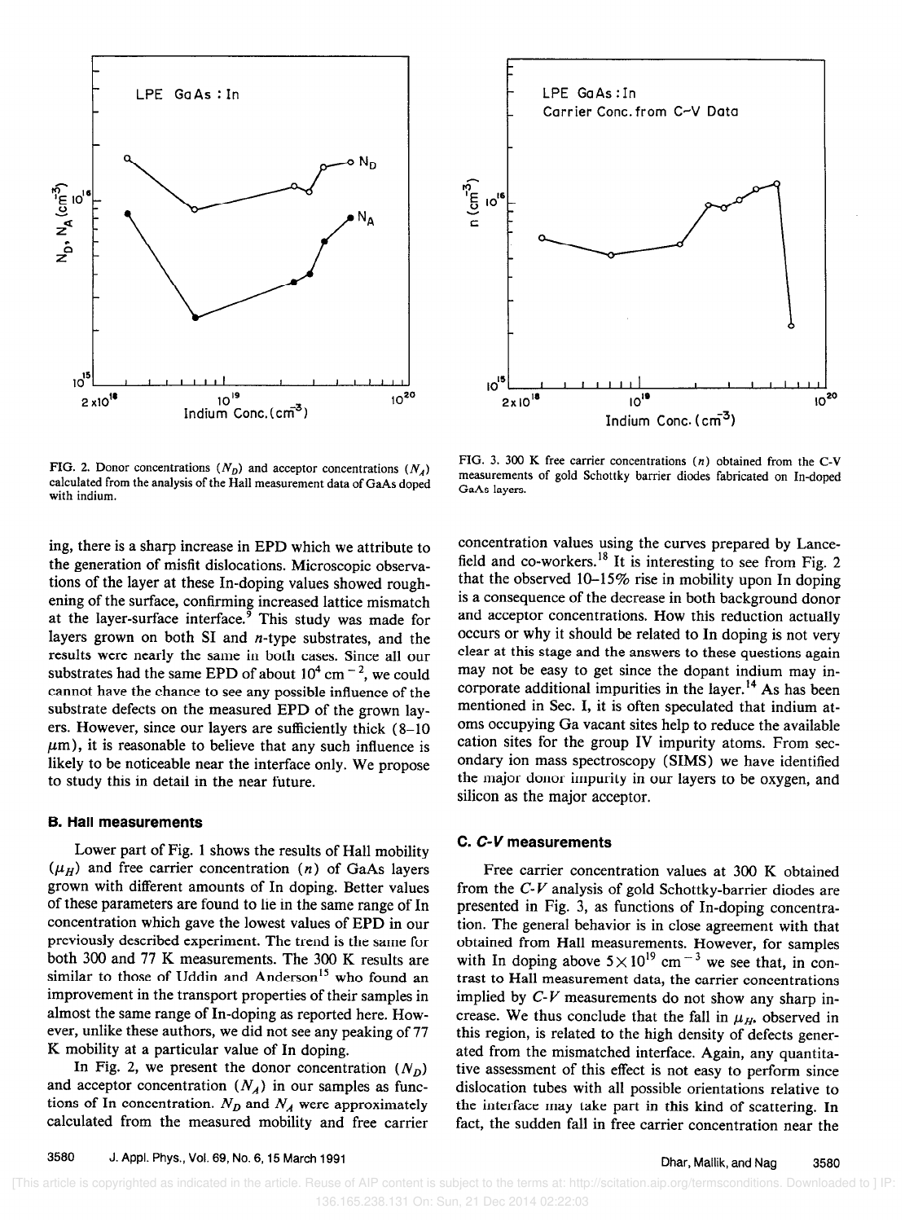FIG. 2. Donor concentrations ($N_D$) and acceptor concentrations ($N_A$) calculated from the analysis of the Hall measurement data of GaAs doped with indium.

FIG. 3. 300 K free carrier concentrations ($n$) obtained from the C-V measurements of gold Schottky barrier diodes fabricated on In-doped GaAs layers.

ing, there is a sharp increase in EPD which we attribute to the generation of misfit dislocations. Microscopic observations of the layer at these In-doping values showed roughening of the surface, confirming increased lattice mismatch at the layer-surface interface.[9] This study was made for layers grown on both SI and $n$-type substrates, and the results were nearly the same in both cases. Since all our substrates had the same EPD of about $10^4$ cm$^{-2}$, we could cannot have the chance to see any possible influence of the substrate defects on the measured EPD of the grown layers. However, since our layers are sufficiently thick (8–10 $\mu$m), it is reasonable to believe that any such influence is likely to be noticeable near the interface only. We propose to study this in detail in the near future.

### B. Hall measurements

Lower part of Fig. 1 shows the results of Hall mobility ($\mu_H$) and free carrier concentration ($n$) of GaAs layers grown with different amounts of In doping. Better values of these parameters are found to lie in the same range of In concentration which gave the lowest values of EPD in our previously described experiment. The trend is the same for both 300 and 77 K measurements. The 300 K results are similar to those of Uddin and Anderson[15] who found an improvement in the transport properties of their samples in almost the same range of In-doping as reported here. However, unlike these authors, we did not see any peaking of 77 K mobility at a particular value of In doping.

In Fig. 2, we present the donor concentration ($N_D$) and acceptor concentration ($N_A$) in our samples as functions of In concentration. $N_D$ and $N_A$ were approximately calculated from the measured mobility and free carrier concentration values using the curves prepared by Lancefield and co-workers.[18] It is interesting to see from Fig. 2 that the observed 10–15% rise in mobility upon In doping is a consequence of the decrease in both background donor and acceptor concentrations. How this reduction actually occurs or why it should be related to In doping is not very clear at this stage and the answers to these questions again may not be easy to get since the dopant indium may incorporate additional impurities in the layer.[14] As has been mentioned in Sec. I, it is often speculated that indium atoms occupying Ga vacant sites help to reduce the available cation sites for the group IV impurity atoms. From secondary ion mass spectroscopy (SIMS) we have identified the major donor impurity in our layers to be oxygen, and silicon as the major acceptor.

### C. *C-V* measurements

Free carrier concentration values at 300 K obtained from the *C-V* analysis of gold Schottky-barrier diodes are presented in Fig. 3, as functions of In-doping concentration. The general behavior is in close agreement with that obtained from Hall measurements. However, for samples with In doping above $5\times10^{19}$ cm$^{-3}$ we see that, in contrast to Hall measurement data, the carrier concentrations implied by *C-V* measurements do not show any sharp increase. We thus conclude that the fall in $\mu_H$, observed in this region, is related to the high density of defects generated from the mismatched interface. Again, any quantitative assessment of this effect is not easy to perform since dislocation tubes with all possible orientations relative to the interface may take part in this kind of scattering. In fact, the sudden fall in free carrier concentration near the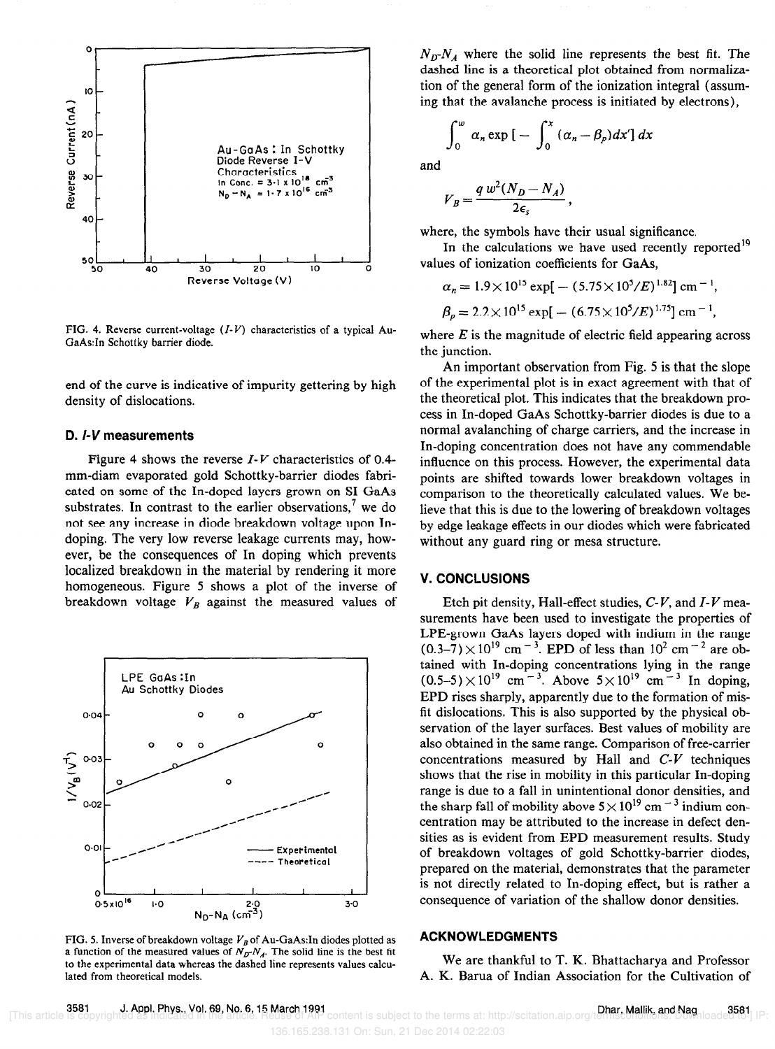FIG. 4. Reverse current-voltage ($I$-$V$) characteristics of a typical Au-GaAs:In Schottky barrier diode.

end of the curve is indicative of impurity gettering by high density of dislocations.

### D. $I$-$V$ measurements

Figure 4 shows the reverse $I$-$V$ characteristics of 0.4-mm-diam evaporated gold Schottky-barrier diodes fabricated on some of the In-doped layers grown on SI GaAs substrates. In contrast to the earlier observations,[7] we do not see any increase in diode breakdown voltage upon In-doping. The very low reverse leakage currents may, however, be the consequences of In doping which prevents localized breakdown in the material by rendering it more homogeneous. Figure 5 shows a plot of the inverse of breakdown voltage $V_B$ against the measured values of $N_D$-$N_A$ where the solid line represents the best fit. The dashed line is a theoretical plot obtained from normalization of the general form of the ionization integral (assuming that the avalanche process is initiated by electrons),

$$\int_0^w \alpha_n \exp\left[-\int_0^x (\alpha_n - \beta_p)dx'\right] dx$$

and

$$V_B = \frac{q\, w^2 (N_D - N_A)}{2\epsilon_s},$$

where, the symbols have their usual significance.

In the calculations we have used recently reported[19] values of ionization coefficients for GaAs,

$$\alpha_n = 1.9\times 10^{15} \exp[-(5.75\times 10^5/E)^{1.82}]\ \text{cm}^{-1},$$

$$\beta_p = 2.2\times 10^{15} \exp[-(6.75\times 10^5/E)^{1.75}]\ \text{cm}^{-1},$$

where $E$ is the magnitude of electric field appearing across the junction.

An important observation from Fig. 5 is that the slope of the experimental plot is in exact agreement with that of the theoretical plot. This indicates that the breakdown process in In-doped GaAs Schottky-barrier diodes is due to a normal avalanching of charge carriers, and the increase in In-doping concentration does not have any commendable influence on this process. However, the experimental data points are shifted towards lower breakdown voltages in comparison to the theoretically calculated values. We believe that this is due to the lowering of breakdown voltages by edge leakage effects in our diodes which were fabricated without any guard ring or mesa structure.

FIG. 5. Inverse of breakdown voltage $V_B$ of Au-GaAs:In diodes plotted as a function of the measured values of $N_D$-$N_A$. The solid line is the best fit to the experimental data whereas the dashed line represents values calculated from theoretical models.

## V. CONCLUSIONS

Etch pit density, Hall-effect studies, $C$-$V$, and $I$-$V$ measurements have been used to investigate the properties of LPE-grown GaAs layers doped with indium in the range $(0.3\text{–}7)\times 10^{19}$ cm$^{-3}$. EPD of less than $10^2$ cm$^{-2}$ are obtained with In-doping concentrations lying in the range $(0.5\text{–}5)\times 10^{19}$ cm$^{-3}$. Above $5\times 10^{19}$ cm$^{-3}$ In doping, EPD rises sharply, apparently due to the formation of misfit dislocations. This is also supported by the physical observation of the layer surfaces. Best values of mobility are also obtained in the same range. Comparison of free-carrier concentrations measured by Hall and $C$-$V$ techniques shows that the rise in mobility in this particular In-doping range is due to a fall in unintentional donor densities, and the sharp fall of mobility above $5\times 10^{19}$ cm$^{-3}$ indium concentration may be attributed to the increase in defect densities as is evident from EPD measurement results. Study of breakdown voltages of gold Schottky-barrier diodes, prepared on the material, demonstrates that the parameter is not directly related to In-doping effect, but is rather a consequence of variation of the shallow donor densities.

## ACKNOWLEDGMENTS

We are thankful to T. K. Bhattacharya and Professor A. K. Barua of Indian Association for the Cultivation of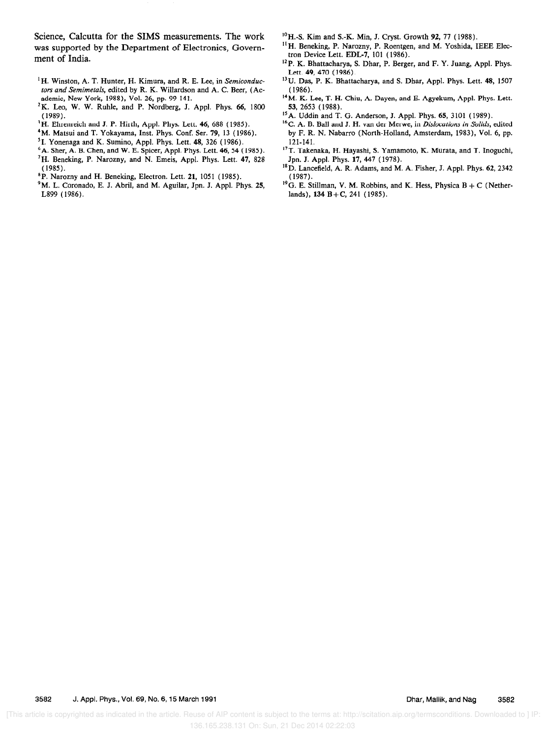Science, Calcutta for the SIMS measurements. The work was supported by the Department of Electronics, Government of India.

[1] H. Winston, A. T. Hunter, H. Kimura, and R. E. Lee, in *Semiconductors and Semimetals*, edited by R. K. Willardson and A. C. Beer, (Academic, New York, 1988), Vol. 26, pp. 99-141.

[2] K. Leo, W. W. Ruhle, and P. Nordberg, J. Appl. Phys. **66**, 1800 (1989).

[3] H. Ehrenreich and J. P. Hirth, Appl. Phys. Lett. **46**, 688 (1985).

[4] M. Matsui and T. Yokayama, Inst. Phys. Conf. Ser. **79**, 13 (1986).

[5] I. Yonenaga and K. Sumino, Appl. Phys. Lett. **48**, 326 (1986).

[6] A. Sher, A. B. Chen, and W. E. Spicer, Appl. Phys. Lett. **46**, 54 (1985).

[7] H. Beneking, P. Narozny, and N. Emeis, Appl. Phys. Lett. **47**, 828 (1985).

[8] P. Narozny and H. Beneking, Electron. Lett. **21**, 1051 (1985).

[9] M. L. Coronado, E. J. Abril, and M. Aguilar, Jpn. J. Appl. Phys. **25**, L899 (1986).

[10] H.-S. Kim and S.-K. Min, J. Cryst. Growth **92**, 77 (1988).

[11] H. Beneking, P. Narozny, P. Roentgen, and M. Yoshida, IEEE Electron Device Lett. **EDL-7**, 101 (1986).

[12] P. K. Bhattacharya, S. Dhar, P. Berger, and F. Y. Juang, Appl. Phys. Lett. **49**, 470 (1986).

[13] U. Das, P. K. Bhattacharya, and S. Dhar, Appl. Phys. Lett. **48**, 1507 (1986).

[14] M. K. Lee, T. H. Chiu, A. Dayen, and E. Agyekum, Appl. Phys. Lett. **53**, 2653 (1988).

[15] A. Uddin and T. G. Anderson, J. Appl. Phys. **65**, 3101 (1989).

[16] C. A. B. Ball and J. H. van der Merwe, in *Dislocations in Solids*, edited by F. R. N. Nabarro (North-Holland, Amsterdam, 1983), Vol. 6, pp. 121-141.

[17] T. Takenaka, H. Hayashi, S. Yamamoto, K. Murata, and T. Inoguchi, Jpn. J. Appl. Phys. **17**, 447 (1978).

[18] D. Lancefield, A. R. Adams, and M. A. Fisher, J. Appl. Phys. **62**, 2342 (1987).

[19] G. E. Stillman, V. M. Robbins, and K. Hess, Physica B + C (Netherlands), **134 B+C**, 241 (1985).